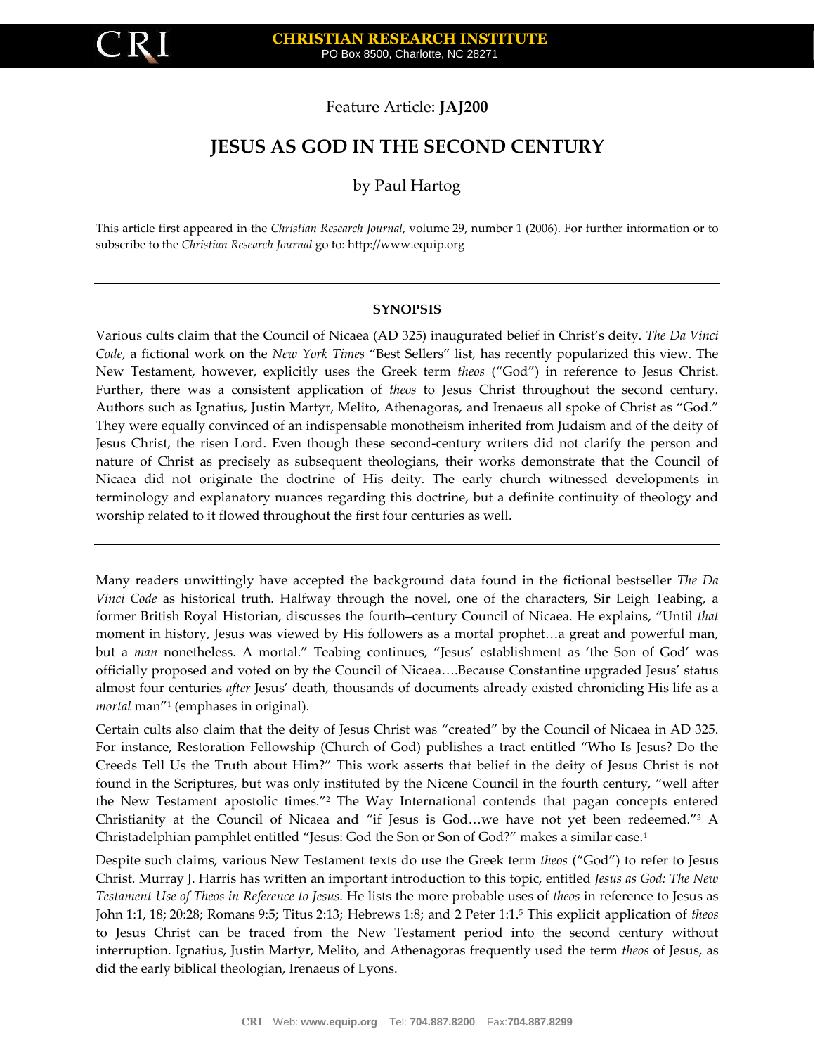Feature Article: **JAJ200**

# JESUS AS GOD IN THE SECOND CENTURY

by Paul Hartog

This article first appeared in the *Christian Research Journal*, volume 29, number 1 (2006). For further information or to subscribe to the *Christian Research Journal* go to: http://www.equip.org

---

**SYNOPSIS**

Various cults claim that the Council of Nicaea (AD 325) inaugurated belief in Christ's deity. *The Da Vinci Code*, a fictional work on the *New York Times* "Best Sellers" list, has recently popularized this view. The New Testament, however, explicitly uses the Greek term *theos* ("God") in reference to Jesus Christ. Further, there was a consistent application of *theos* to Jesus Christ throughout the second century. Authors such as Ignatius, Justin Martyr, Melito, Athenagoras, and Irenaeus all spoke of Christ as "God." They were equally convinced of an indispensable monotheism inherited from Judaism and of the deity of Jesus Christ, the risen Lord. Even though these second-century writers did not clarify the person and nature of Christ as precisely as subsequent theologians, their works demonstrate that the Council of Nicaea did not originate the doctrine of His deity. The early church witnessed developments in terminology and explanatory nuances regarding this doctrine, but a definite continuity of theology and worship related to it flowed throughout the first four centuries as well.

---

Many readers unwittingly have accepted the background data found in the fictional bestseller *The Da Vinci Code* as historical truth. Halfway through the novel, one of the characters, Sir Leigh Teabing, a former British Royal Historian, discusses the fourth–century Council of Nicaea. He explains, "Until *that* moment in history, Jesus was viewed by His followers as a mortal prophet…a great and powerful man, but a *man* nonetheless. A mortal." Teabing continues, "Jesus' establishment as 'the Son of God' was officially proposed and voted on by the Council of Nicaea….Because Constantine upgraded Jesus' status almost four centuries *after* Jesus' death, thousands of documents already existed chronicling His life as a *mortal* man"[1] (emphases in original).

Certain cults also claim that the deity of Jesus Christ was "created" by the Council of Nicaea in AD 325. For instance, Restoration Fellowship (Church of God) publishes a tract entitled "Who Is Jesus? Do the Creeds Tell Us the Truth about Him?" This work asserts that belief in the deity of Jesus Christ is not found in the Scriptures, but was only instituted by the Nicene Council in the fourth century, "well after the New Testament apostolic times."[2] The Way International contends that pagan concepts entered Christianity at the Council of Nicaea and "if Jesus is God…we have not yet been redeemed."[3] A Christadelphian pamphlet entitled "Jesus: God the Son or Son of God?" makes a similar case.[4]

Despite such claims, various New Testament texts do use the Greek term *theos* ("God") to refer to Jesus Christ. Murray J. Harris has written an important introduction to this topic, entitled *Jesus as God: The New Testament Use of Theos in Reference to Jesus*. He lists the more probable uses of *theos* in reference to Jesus as John 1:1, 18; 20:28; Romans 9:5; Titus 2:13; Hebrews 1:8; and 2 Peter 1:1.[5] This explicit application of *theos* to Jesus Christ can be traced from the New Testament period into the second century without interruption. Ignatius, Justin Martyr, Melito, and Athenagoras frequently used the term *theos* of Jesus, as did the early biblical theologian, Irenaeus of Lyons.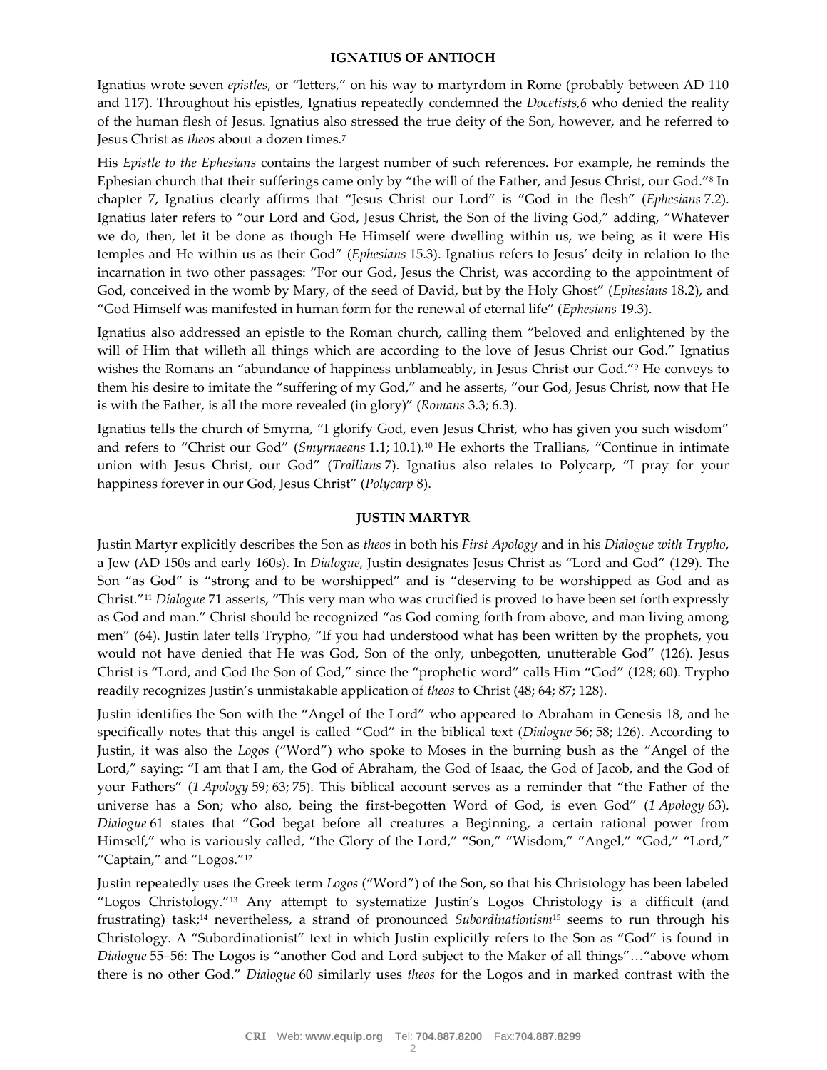## IGNATIUS OF ANTIOCH

Ignatius wrote seven *epistles*, or "letters," on his way to martyrdom in Rome (probably between AD 110 and 117). Throughout his epistles, Ignatius repeatedly condemned the *Docetists,6* who denied the reality of the human flesh of Jesus. Ignatius also stressed the true deity of the Son, however, and he referred to Jesus Christ as *theos* about a dozen times.[7]

His *Epistle to the Ephesians* contains the largest number of such references. For example, he reminds the Ephesian church that their sufferings came only by "the will of the Father, and Jesus Christ, our God."[8] In chapter 7, Ignatius clearly affirms that "Jesus Christ our Lord" is "God in the flesh" (*Ephesians* 7.2). Ignatius later refers to "our Lord and God, Jesus Christ, the Son of the living God," adding, "Whatever we do, then, let it be done as though He Himself were dwelling within us, we being as it were His temples and He within us as their God" (*Ephesians* 15.3). Ignatius refers to Jesus' deity in relation to the incarnation in two other passages: "For our God, Jesus the Christ, was according to the appointment of God, conceived in the womb by Mary, of the seed of David, but by the Holy Ghost" (*Ephesians* 18.2), and "God Himself was manifested in human form for the renewal of eternal life" (*Ephesians* 19.3).

Ignatius also addressed an epistle to the Roman church, calling them "beloved and enlightened by the will of Him that willeth all things which are according to the love of Jesus Christ our God." Ignatius wishes the Romans an "abundance of happiness unblameably, in Jesus Christ our God."[9] He conveys to them his desire to imitate the "suffering of my God," and he asserts, "our God, Jesus Christ, now that He is with the Father, is all the more revealed (in glory)" (*Romans* 3.3; 6.3).

Ignatius tells the church of Smyrna, "I glorify God, even Jesus Christ, who has given you such wisdom" and refers to "Christ our God" (*Smyrnaeans* 1.1; 10.1).[10] He exhorts the Trallians, "Continue in intimate union with Jesus Christ, our God" (*Trallians* 7). Ignatius also relates to Polycarp, "I pray for your happiness forever in our God, Jesus Christ" (*Polycarp* 8).

## JUSTIN MARTYR

Justin Martyr explicitly describes the Son as *theos* in both his *First Apology* and in his *Dialogue with Trypho*, a Jew (AD 150s and early 160s). In *Dialogue*, Justin designates Jesus Christ as "Lord and God" (129). The Son "as God" is "strong and to be worshipped" and is "deserving to be worshipped as God and as Christ."[11] *Dialogue* 71 asserts, "This very man who was crucified is proved to have been set forth expressly as God and man." Christ should be recognized "as God coming forth from above, and man living among men" (64). Justin later tells Trypho, "If you had understood what has been written by the prophets, you would not have denied that He was God, Son of the only, unbegotten, unutterable God" (126). Jesus Christ is "Lord, and God the Son of God," since the "prophetic word" calls Him "God" (128; 60). Trypho readily recognizes Justin's unmistakable application of *theos* to Christ (48; 64; 87; 128).

Justin identifies the Son with the "Angel of the Lord" who appeared to Abraham in Genesis 18, and he specifically notes that this angel is called "God" in the biblical text (*Dialogue* 56; 58; 126). According to Justin, it was also the *Logos* ("Word") who spoke to Moses in the burning bush as the "Angel of the Lord," saying: "I am that I am, the God of Abraham, the God of Isaac, the God of Jacob, and the God of your Fathers" (*1 Apology* 59; 63; 75). This biblical account serves as a reminder that "the Father of the universe has a Son; who also, being the first-begotten Word of God, is even God" (*1 Apology* 63). *Dialogue* 61 states that "God begat before all creatures a Beginning, a certain rational power from Himself," who is variously called, "the Glory of the Lord," "Son," "Wisdom," "Angel," "God," "Lord," "Captain," and "Logos."[12]

Justin repeatedly uses the Greek term *Logos* ("Word") of the Son, so that his Christology has been labeled "Logos Christology."[13] Any attempt to systematize Justin's Logos Christology is a difficult (and frustrating) task;[14] nevertheless, a strand of pronounced *Subordinationism*[15] seems to run through his Christology. A "Subordinationist" text in which Justin explicitly refers to the Son as "God" is found in *Dialogue* 55–56: The Logos is "another God and Lord subject to the Maker of all things"…"above whom there is no other God." *Dialogue* 60 similarly uses *theos* for the Logos and in marked contrast with the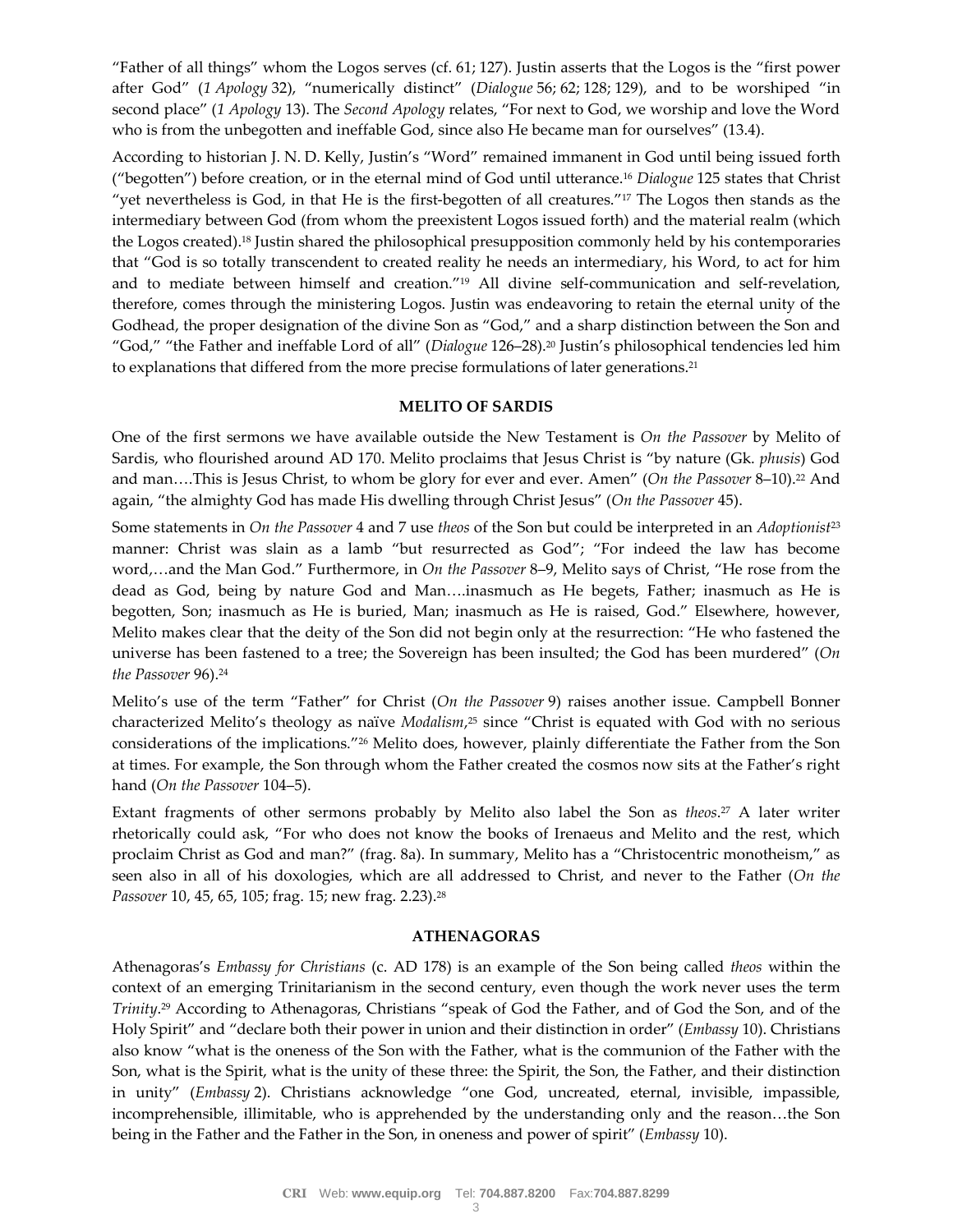"Father of all things" whom the Logos serves (cf. 61; 127). Justin asserts that the Logos is the "first power after God" (*1 Apology* 32), "numerically distinct" (*Dialogue* 56; 62; 128; 129), and to be worshiped "in second place" (*1 Apology* 13). The *Second Apology* relates, "For next to God, we worship and love the Word who is from the unbegotten and ineffable God, since also He became man for ourselves" (13.4).

According to historian J. N. D. Kelly, Justin's "Word" remained immanent in God until being issued forth ("begotten") before creation, or in the eternal mind of God until utterance.[16] *Dialogue* 125 states that Christ "yet nevertheless is God, in that He is the first-begotten of all creatures."[17] The Logos then stands as the intermediary between God (from whom the preexistent Logos issued forth) and the material realm (which the Logos created).[18] Justin shared the philosophical presupposition commonly held by his contemporaries that "God is so totally transcendent to created reality he needs an intermediary, his Word, to act for him and to mediate between himself and creation."[19] All divine self-communication and self-revelation, therefore, comes through the ministering Logos. Justin was endeavoring to retain the eternal unity of the Godhead, the proper designation of the divine Son as "God," and a sharp distinction between the Son and "God," "the Father and ineffable Lord of all" (*Dialogue* 126–28).[20] Justin's philosophical tendencies led him to explanations that differed from the more precise formulations of later generations.[21]

## MELITO OF SARDIS

One of the first sermons we have available outside the New Testament is *On the Passover* by Melito of Sardis, who flourished around AD 170. Melito proclaims that Jesus Christ is "by nature (Gk. *phusis*) God and man….This is Jesus Christ, to whom be glory for ever and ever. Amen" (*On the Passover* 8–10).[22] And again, "the almighty God has made His dwelling through Christ Jesus" (*On the Passover* 45).

Some statements in *On the Passover* 4 and 7 use *theos* of the Son but could be interpreted in an *Adoptionist*[23] manner: Christ was slain as a lamb "but resurrected as God"; "For indeed the law has become word,…and the Man God." Furthermore, in *On the Passover* 8–9, Melito says of Christ, "He rose from the dead as God, being by nature God and Man….inasmuch as He begets, Father; inasmuch as He is begotten, Son; inasmuch as He is buried, Man; inasmuch as He is raised, God." Elsewhere, however, Melito makes clear that the deity of the Son did not begin only at the resurrection: "He who fastened the universe has been fastened to a tree; the Sovereign has been insulted; the God has been murdered" (*On the Passover* 96).[24]

Melito's use of the term "Father" for Christ (*On the Passover* 9) raises another issue. Campbell Bonner characterized Melito's theology as naïve *Modalism*,[25] since "Christ is equated with God with no serious considerations of the implications."[26] Melito does, however, plainly differentiate the Father from the Son at times. For example, the Son through whom the Father created the cosmos now sits at the Father's right hand (*On the Passover* 104–5).

Extant fragments of other sermons probably by Melito also label the Son as *theos*.[27] A later writer rhetorically could ask, "For who does not know the books of Irenaeus and Melito and the rest, which proclaim Christ as God and man?" (frag. 8a). In summary, Melito has a "Christocentric monotheism," as seen also in all of his doxologies, which are all addressed to Christ, and never to the Father (*On the Passover* 10, 45, 65, 105; frag. 15; new frag. 2.23).[28]

## ATHENAGORAS

Athenagoras's *Embassy for Christians* (c. AD 178) is an example of the Son being called *theos* within the context of an emerging Trinitarianism in the second century, even though the work never uses the term *Trinity*.[29] According to Athenagoras, Christians "speak of God the Father, and of God the Son, and of the Holy Spirit" and "declare both their power in union and their distinction in order" (*Embassy* 10). Christians also know "what is the oneness of the Son with the Father, what is the communion of the Father with the Son, what is the Spirit, what is the unity of these three: the Spirit, the Son, the Father, and their distinction in unity" (*Embassy* 2). Christians acknowledge "one God, uncreated, eternal, invisible, impassible, incomprehensible, illimitable, who is apprehended by the understanding only and the reason…the Son being in the Father and the Father in the Son, in oneness and power of spirit" (*Embassy* 10).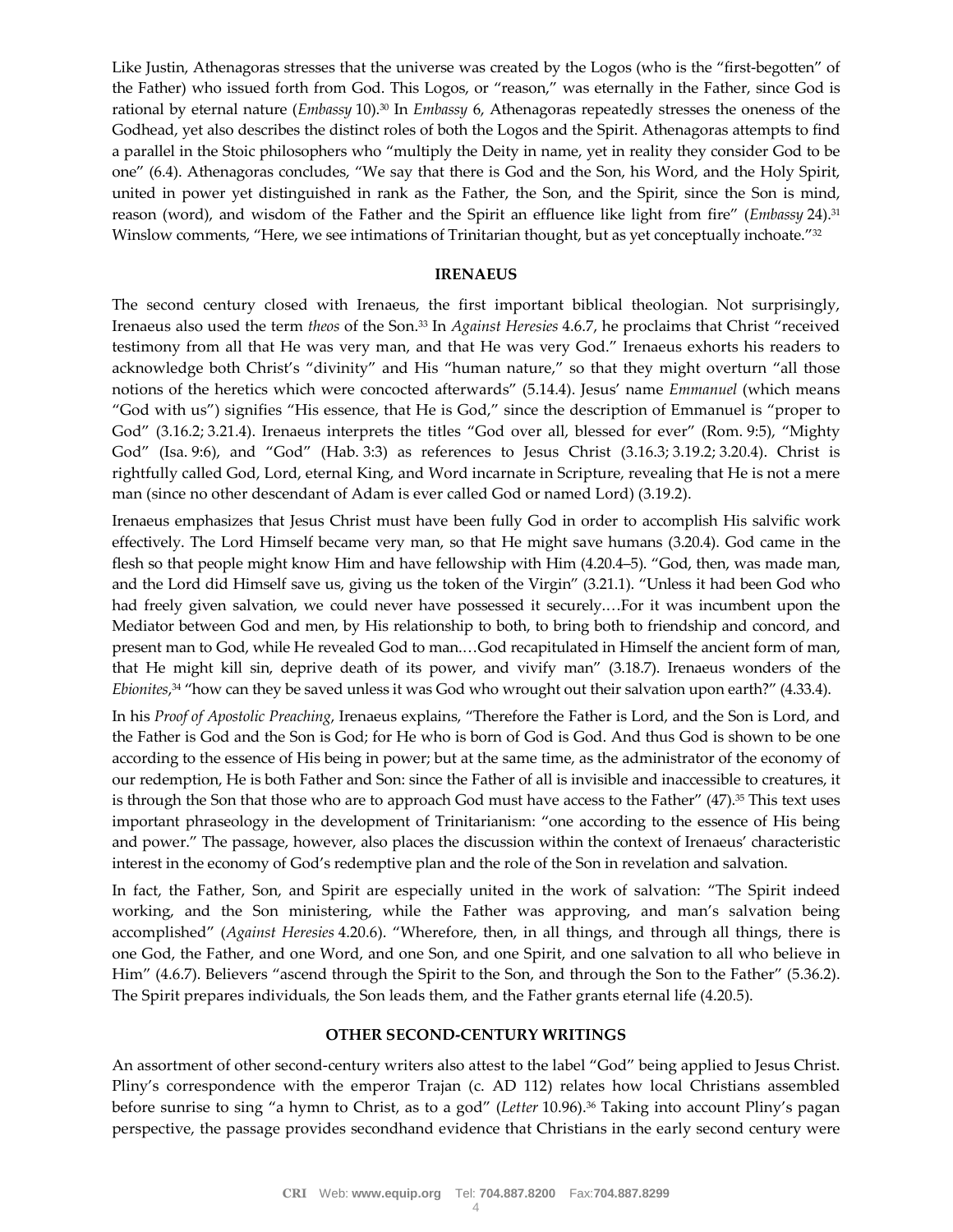Like Justin, Athenagoras stresses that the universe was created by the Logos (who is the "first-begotten" of the Father) who issued forth from God. This Logos, or "reason," was eternally in the Father, since God is rational by eternal nature (*Embassy* 10).[30] In *Embassy* 6, Athenagoras repeatedly stresses the oneness of the Godhead, yet also describes the distinct roles of both the Logos and the Spirit. Athenagoras attempts to find a parallel in the Stoic philosophers who "multiply the Deity in name, yet in reality they consider God to be one" (6.4). Athenagoras concludes, "We say that there is God and the Son, his Word, and the Holy Spirit, united in power yet distinguished in rank as the Father, the Son, and the Spirit, since the Son is mind, reason (word), and wisdom of the Father and the Spirit an effluence like light from fire" (*Embassy* 24).[31] Winslow comments, "Here, we see intimations of Trinitarian thought, but as yet conceptually inchoate."[32]

## IRENAEUS

The second century closed with Irenaeus, the first important biblical theologian. Not surprisingly, Irenaeus also used the term *theos* of the Son.[33] In *Against Heresies* 4.6.7, he proclaims that Christ "received testimony from all that He was very man, and that He was very God." Irenaeus exhorts his readers to acknowledge both Christ's "divinity" and His "human nature," so that they might overturn "all those notions of the heretics which were concocted afterwards" (5.14.4). Jesus' name *Emmanuel* (which means "God with us") signifies "His essence, that He is God," since the description of Emmanuel is "proper to God" (3.16.2; 3.21.4). Irenaeus interprets the titles "God over all, blessed for ever" (Rom. 9:5), "Mighty God" (Isa. 9:6), and "God" (Hab. 3:3) as references to Jesus Christ (3.16.3; 3.19.2; 3.20.4). Christ is rightfully called God, Lord, eternal King, and Word incarnate in Scripture, revealing that He is not a mere man (since no other descendant of Adam is ever called God or named Lord) (3.19.2).

Irenaeus emphasizes that Jesus Christ must have been fully God in order to accomplish His salvific work effectively. The Lord Himself became very man, so that He might save humans (3.20.4). God came in the flesh so that people might know Him and have fellowship with Him (4.20.4–5). "God, then, was made man, and the Lord did Himself save us, giving us the token of the Virgin" (3.21.1). "Unless it had been God who had freely given salvation, we could never have possessed it securely.…For it was incumbent upon the Mediator between God and men, by His relationship to both, to bring both to friendship and concord, and present man to God, while He revealed God to man.…God recapitulated in Himself the ancient form of man, that He might kill sin, deprive death of its power, and vivify man" (3.18.7). Irenaeus wonders of the *Ebionites*,[34] "how can they be saved unless it was God who wrought out their salvation upon earth?" (4.33.4).

In his *Proof of Apostolic Preaching*, Irenaeus explains, "Therefore the Father is Lord, and the Son is Lord, and the Father is God and the Son is God; for He who is born of God is God. And thus God is shown to be one according to the essence of His being in power; but at the same time, as the administrator of the economy of our redemption, He is both Father and Son: since the Father of all is invisible and inaccessible to creatures, it is through the Son that those who are to approach God must have access to the Father" (47).[35] This text uses important phraseology in the development of Trinitarianism: "one according to the essence of His being and power." The passage, however, also places the discussion within the context of Irenaeus' characteristic interest in the economy of God's redemptive plan and the role of the Son in revelation and salvation.

In fact, the Father, Son, and Spirit are especially united in the work of salvation: "The Spirit indeed working, and the Son ministering, while the Father was approving, and man's salvation being accomplished" (*Against Heresies* 4.20.6). "Wherefore, then, in all things, and through all things, there is one God, the Father, and one Word, and one Son, and one Spirit, and one salvation to all who believe in Him" (4.6.7). Believers "ascend through the Spirit to the Son, and through the Son to the Father" (5.36.2). The Spirit prepares individuals, the Son leads them, and the Father grants eternal life (4.20.5).

## OTHER SECOND-CENTURY WRITINGS

An assortment of other second-century writers also attest to the label "God" being applied to Jesus Christ. Pliny's correspondence with the emperor Trajan (c. AD 112) relates how local Christians assembled before sunrise to sing "a hymn to Christ, as to a god" (*Letter* 10.96).[36] Taking into account Pliny's pagan perspective, the passage provides secondhand evidence that Christians in the early second century were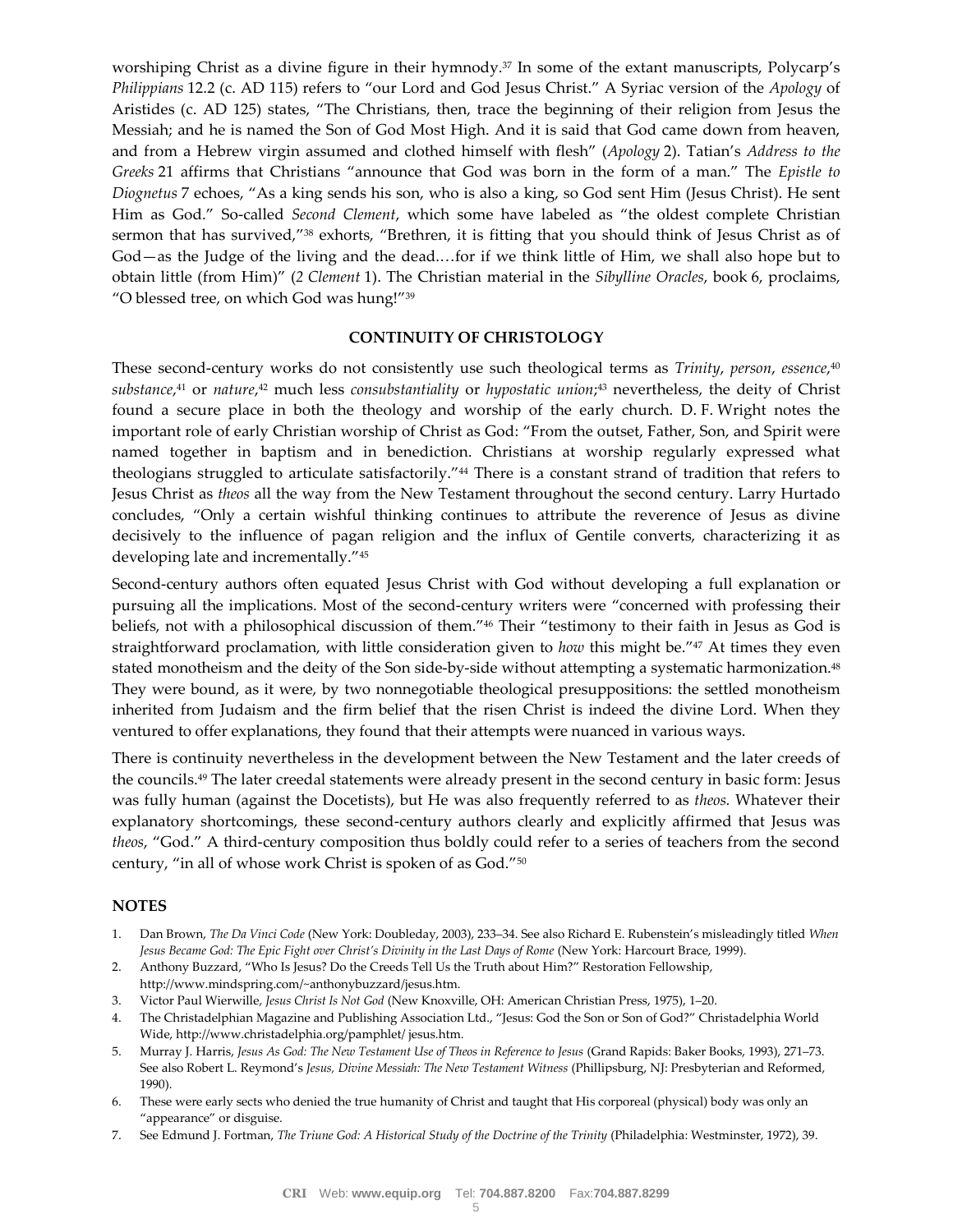worshiping Christ as a divine figure in their hymnody.[37] In some of the extant manuscripts, Polycarp's *Philippians* 12.2 (c. AD 115) refers to "our Lord and God Jesus Christ." A Syriac version of the *Apology* of Aristides (c. AD 125) states, "The Christians, then, trace the beginning of their religion from Jesus the Messiah; and he is named the Son of God Most High. And it is said that God came down from heaven, and from a Hebrew virgin assumed and clothed himself with flesh" (*Apology* 2). Tatian's *Address to the Greeks* 21 affirms that Christians "announce that God was born in the form of a man." The *Epistle to Diognetus* 7 echoes, "As a king sends his son, who is also a king, so God sent Him (Jesus Christ). He sent Him as God." So-called *Second Clement*, which some have labeled as "the oldest complete Christian sermon that has survived,"[38] exhorts, "Brethren, it is fitting that you should think of Jesus Christ as of God—as the Judge of the living and the dead.…for if we think little of Him, we shall also hope but to obtain little (from Him)" (*2 Clement* 1). The Christian material in the *Sibylline Oracles*, book 6, proclaims, "O blessed tree, on which God was hung!"[39]

## CONTINUITY OF CHRISTOLOGY

These second-century works do not consistently use such theological terms as *Trinity*, *person*, *essence*,[40] *substance*,[41] or *nature*,[42] much less *consubstantiality* or *hypostatic union*;[43] nevertheless, the deity of Christ found a secure place in both the theology and worship of the early church. D. F. Wright notes the important role of early Christian worship of Christ as God: "From the outset, Father, Son, and Spirit were named together in baptism and in benediction. Christians at worship regularly expressed what theologians struggled to articulate satisfactorily."[44] There is a constant strand of tradition that refers to Jesus Christ as *theos* all the way from the New Testament throughout the second century. Larry Hurtado concludes, "Only a certain wishful thinking continues to attribute the reverence of Jesus as divine decisively to the influence of pagan religion and the influx of Gentile converts, characterizing it as developing late and incrementally."[45]

Second-century authors often equated Jesus Christ with God without developing a full explanation or pursuing all the implications. Most of the second-century writers were "concerned with professing their beliefs, not with a philosophical discussion of them."[46] Their "testimony to their faith in Jesus as God is straightforward proclamation, with little consideration given to *how* this might be."[47] At times they even stated monotheism and the deity of the Son side-by-side without attempting a systematic harmonization.[48] They were bound, as it were, by two nonnegotiable theological presuppositions: the settled monotheism inherited from Judaism and the firm belief that the risen Christ is indeed the divine Lord. When they ventured to offer explanations, they found that their attempts were nuanced in various ways.

There is continuity nevertheless in the development between the New Testament and the later creeds of the councils.[49] The later creedal statements were already present in the second century in basic form: Jesus was fully human (against the Docetists), but He was also frequently referred to as *theos.* Whatever their explanatory shortcomings, these second-century authors clearly and explicitly affirmed that Jesus was *theos*, "God." A third-century composition thus boldly could refer to a series of teachers from the second century, "in all of whose work Christ is spoken of as God."[50]

### NOTES

1. Dan Brown, *The Da Vinci Code* (New York: Doubleday, 2003), 233–34. See also Richard E. Rubenstein's misleadingly titled *When Jesus Became God: The Epic Fight over Christ's Divinity in the Last Days of Rome* (New York: Harcourt Brace, 1999).
2. Anthony Buzzard, "Who Is Jesus? Do the Creeds Tell Us the Truth about Him?" Restoration Fellowship, http://www.mindspring.com/~anthonybuzzard/jesus.htm.
3. Victor Paul Wierwille, *Jesus Christ Is Not God* (New Knoxville, OH: American Christian Press, 1975), 1–20.
4. The Christadelphian Magazine and Publishing Association Ltd., "Jesus: God the Son or Son of God?" Christadelphia World Wide, http://www.christadelphia.org/pamphlet/ jesus.htm.
5. Murray J. Harris, *Jesus As God: The New Testament Use of Theos in Reference to Jesus* (Grand Rapids: Baker Books, 1993), 271–73. See also Robert L. Reymond's *Jesus, Divine Messiah: The New Testament Witness* (Phillipsburg, NJ: Presbyterian and Reformed, 1990).
6. These were early sects who denied the true humanity of Christ and taught that His corporeal (physical) body was only an "appearance" or disguise.
7. See Edmund J. Fortman, *The Triune God: A Historical Study of the Doctrine of the Trinity* (Philadelphia: Westminster, 1972), 39.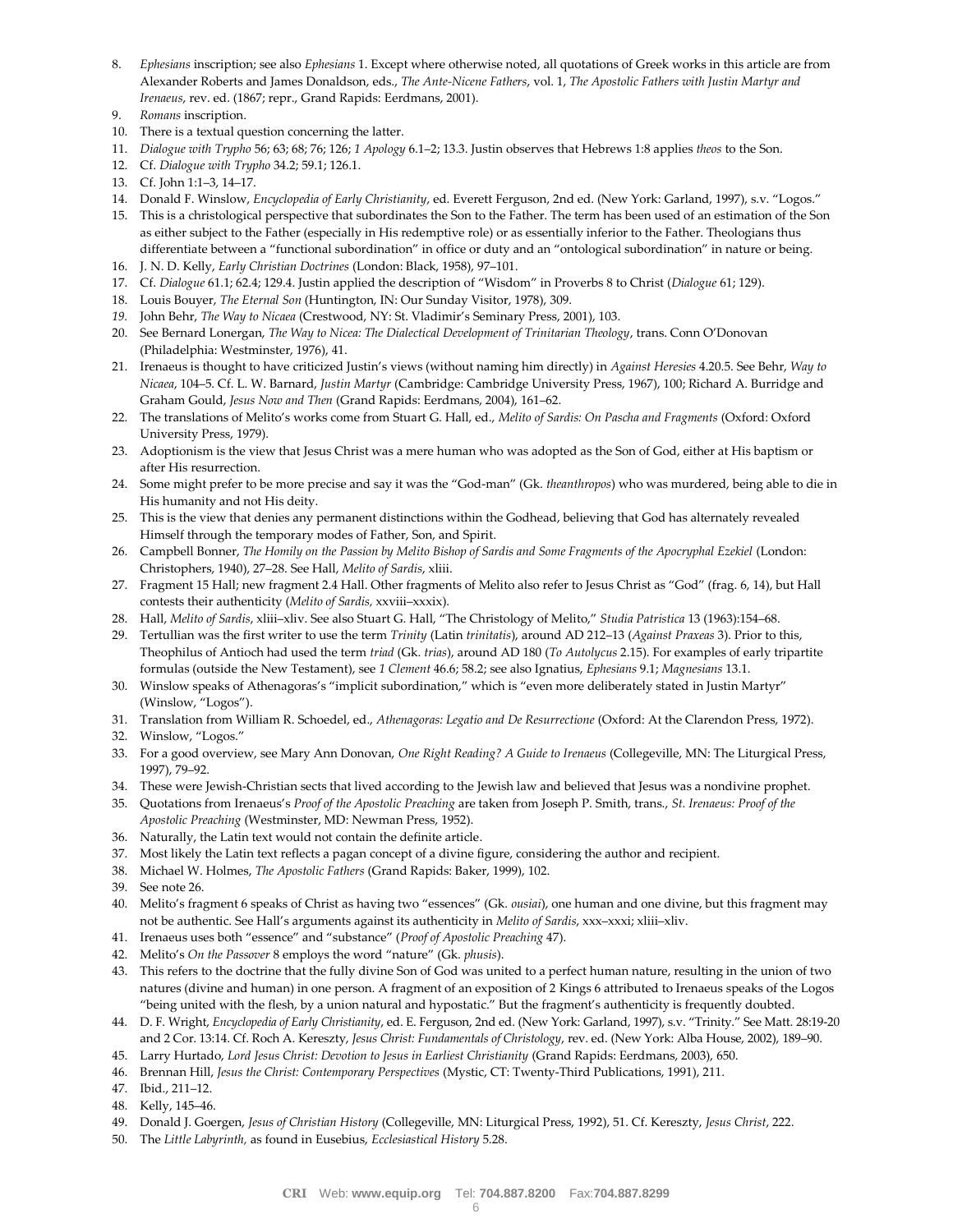8. *Ephesians* inscription; see also *Ephesians* 1. Except where otherwise noted, all quotations of Greek works in this article are from Alexander Roberts and James Donaldson, eds., *The Ante-Nicene Fathers*, vol. 1, *The Apostolic Fathers with Justin Martyr and Irenaeus*, rev. ed. (1867; repr., Grand Rapids: Eerdmans, 2001).
9. *Romans* inscription.
10. There is a textual question concerning the latter.
11. *Dialogue with Trypho* 56; 63; 68; 76; 126; *1 Apology* 6.1–2; 13.3. Justin observes that Hebrews 1:8 applies *theos* to the Son.
12. Cf. *Dialogue with Trypho* 34.2; 59.1; 126.1.
13. Cf. John 1:1–3, 14–17.
14. Donald F. Winslow, *Encyclopedia of Early Christianity*, ed. Everett Ferguson, 2nd ed. (New York: Garland, 1997), s.v. "Logos."
15. This is a christological perspective that subordinates the Son to the Father. The term has been used of an estimation of the Son as either subject to the Father (especially in His redemptive role) or as essentially inferior to the Father. Theologians thus differentiate between a "functional subordination" in office or duty and an "ontological subordination" in nature or being.
16. J. N. D. Kelly, *Early Christian Doctrines* (London: Black, 1958), 97–101.
17. Cf. *Dialogue* 61.1; 62.4; 129.4. Justin applied the description of "Wisdom" in Proverbs 8 to Christ (*Dialogue* 61; 129).
18. Louis Bouyer, *The Eternal Son* (Huntington, IN: Our Sunday Visitor, 1978), 309.
19. John Behr, *The Way to Nicaea* (Crestwood, NY: St. Vladimir's Seminary Press, 2001), 103.
20. See Bernard Lonergan, *The Way to Nicea: The Dialectical Development of Trinitarian Theology*, trans. Conn O'Donovan (Philadelphia: Westminster, 1976), 41.
21. Irenaeus is thought to have criticized Justin's views (without naming him directly) in *Against Heresies* 4.20.5. See Behr, *Way to Nicaea*, 104–5. Cf. L. W. Barnard, *Justin Martyr* (Cambridge: Cambridge University Press, 1967), 100; Richard A. Burridge and Graham Gould, *Jesus Now and Then* (Grand Rapids: Eerdmans, 2004), 161–62.
22. The translations of Melito's works come from Stuart G. Hall, ed., *Melito of Sardis: On Pascha and Fragments* (Oxford: Oxford University Press, 1979).
23. Adoptionism is the view that Jesus Christ was a mere human who was adopted as the Son of God, either at His baptism or after His resurrection.
24. Some might prefer to be more precise and say it was the "God-man" (Gk. *theanthropos*) who was murdered, being able to die in His humanity and not His deity.
25. This is the view that denies any permanent distinctions within the Godhead, believing that God has alternately revealed Himself through the temporary modes of Father, Son, and Spirit.
26. Campbell Bonner, *The Homily on the Passion by Melito Bishop of Sardis and Some Fragments of the Apocryphal Ezekiel* (London: Christophers, 1940), 27–28. See Hall, *Melito of Sardis*, xliii.
27. Fragment 15 Hall; new fragment 2.4 Hall. Other fragments of Melito also refer to Jesus Christ as "God" (frag. 6, 14), but Hall contests their authenticity (*Melito of Sardis*, xxviii–xxxix).
28. Hall, *Melito of Sardis*, xliii–xliv. See also Stuart G. Hall, "The Christology of Melito," *Studia Patristica* 13 (1963):154–68.
29. Tertullian was the first writer to use the term *Trinity* (Latin *trinitatis*), around AD 212–13 (*Against Praxeas* 3). Prior to this, Theophilus of Antioch had used the term *triad* (Gk. *trias*), around AD 180 (*To Autolycus* 2.15). For examples of early tripartite formulas (outside the New Testament), see *1 Clement* 46.6; 58.2; see also Ignatius, *Ephesians* 9.1; *Magnesians* 13.1.
30. Winslow speaks of Athenagoras's "implicit subordination," which is "even more deliberately stated in Justin Martyr" (Winslow, "Logos").
31. Translation from William R. Schoedel, ed., *Athenagoras: Legatio and De Resurrectione* (Oxford: At the Clarendon Press, 1972).
32. Winslow, "Logos."
33. For a good overview, see Mary Ann Donovan, *One Right Reading? A Guide to Irenaeus* (Collegeville, MN: The Liturgical Press, 1997), 79–92.
34. These were Jewish-Christian sects that lived according to the Jewish law and believed that Jesus was a nondivine prophet.
35. Quotations from Irenaeus's *Proof of the Apostolic Preaching* are taken from Joseph P. Smith, trans., *St. Irenaeus: Proof of the Apostolic Preaching* (Westminster, MD: Newman Press, 1952).
36. Naturally, the Latin text would not contain the definite article.
37. Most likely the Latin text reflects a pagan concept of a divine figure, considering the author and recipient.
38. Michael W. Holmes, *The Apostolic Fathers* (Grand Rapids: Baker, 1999), 102.
39. See note 26.
40. Melito's fragment 6 speaks of Christ as having two "essences" (Gk. *ousiai*), one human and one divine, but this fragment may not be authentic. See Hall's arguments against its authenticity in *Melito of Sardis*, xxx–xxxi; xliii–xliv.
41. Irenaeus uses both "essence" and "substance" (*Proof of Apostolic Preaching* 47).
42. Melito's *On the Passover* 8 employs the word "nature" (Gk. *phusis*).
43. This refers to the doctrine that the fully divine Son of God was united to a perfect human nature, resulting in the union of two natures (divine and human) in one person. A fragment of an exposition of 2 Kings 6 attributed to Irenaeus speaks of the Logos "being united with the flesh, by a union natural and hypostatic." But the fragment's authenticity is frequently doubted.
44. D. F. Wright, *Encyclopedia of Early Christianity*, ed. E. Ferguson, 2nd ed. (New York: Garland, 1997), s.v. "Trinity." See Matt. 28:19-20 and 2 Cor. 13:14. Cf. Roch A. Kereszty, *Jesus Christ: Fundamentals of Christology*, rev. ed. (New York: Alba House, 2002), 189–90.
45. Larry Hurtado, *Lord Jesus Christ: Devotion to Jesus in Earliest Christianity* (Grand Rapids: Eerdmans, 2003), 650.
46. Brennan Hill, *Jesus the Christ: Contemporary Perspectives* (Mystic, CT: Twenty-Third Publications, 1991), 211.
47. Ibid., 211–12.
48. Kelly, 145–46.
49. Donald J. Goergen, *Jesus of Christian History* (Collegeville, MN: Liturgical Press, 1992), 51. Cf. Kereszty, *Jesus Christ*, 222.
50. The *Little Labyrinth,* as found in Eusebius, *Ecclesiastical History* 5.28.